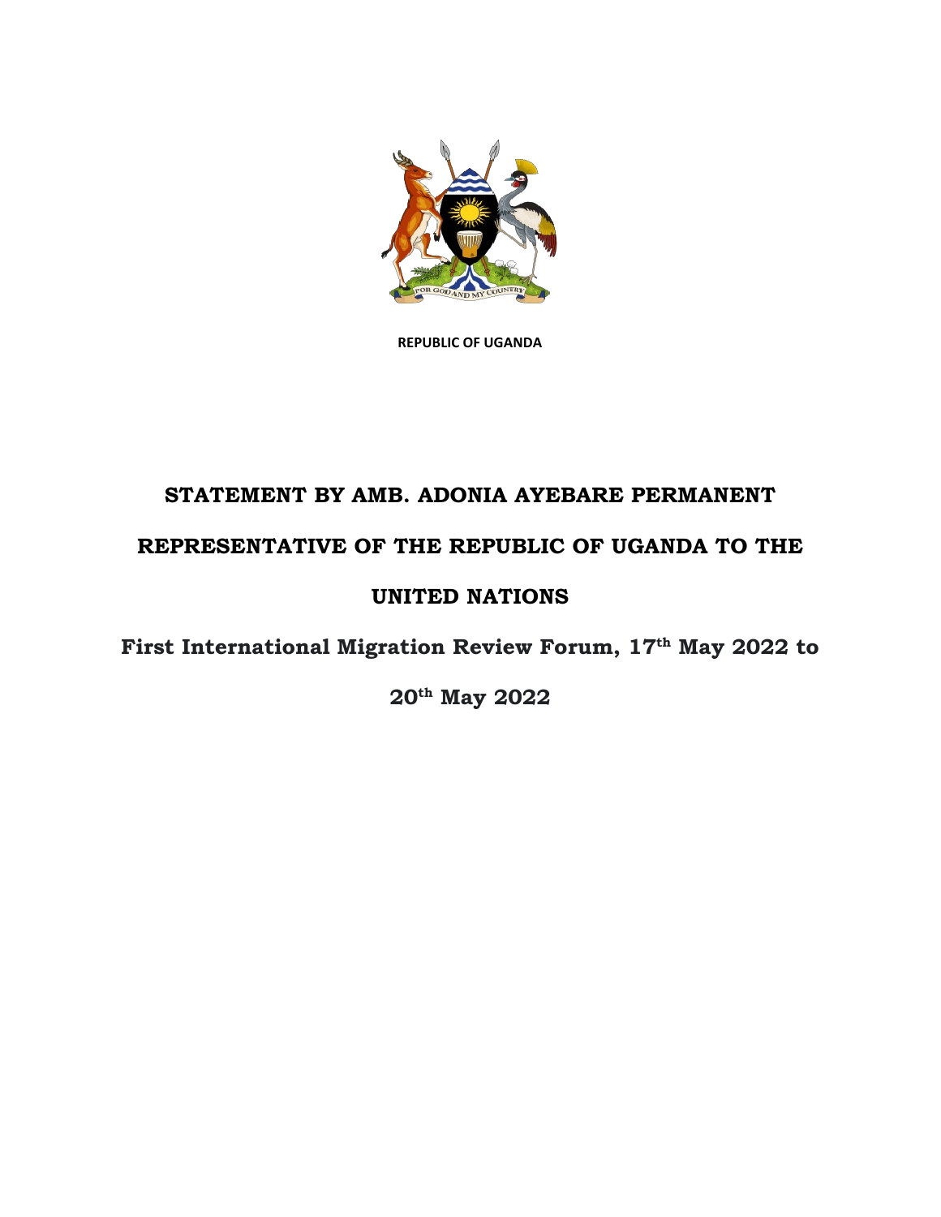**REPUBLIC OF UGANDA**

# STATEMENT BY AMB. ADONIA AYEBARE PERMANENT REPRESENTATIVE OF THE REPUBLIC OF UGANDA TO THE UNITED NATIONS

## First International Migration Review Forum, 17th May 2022 to 20th May 2022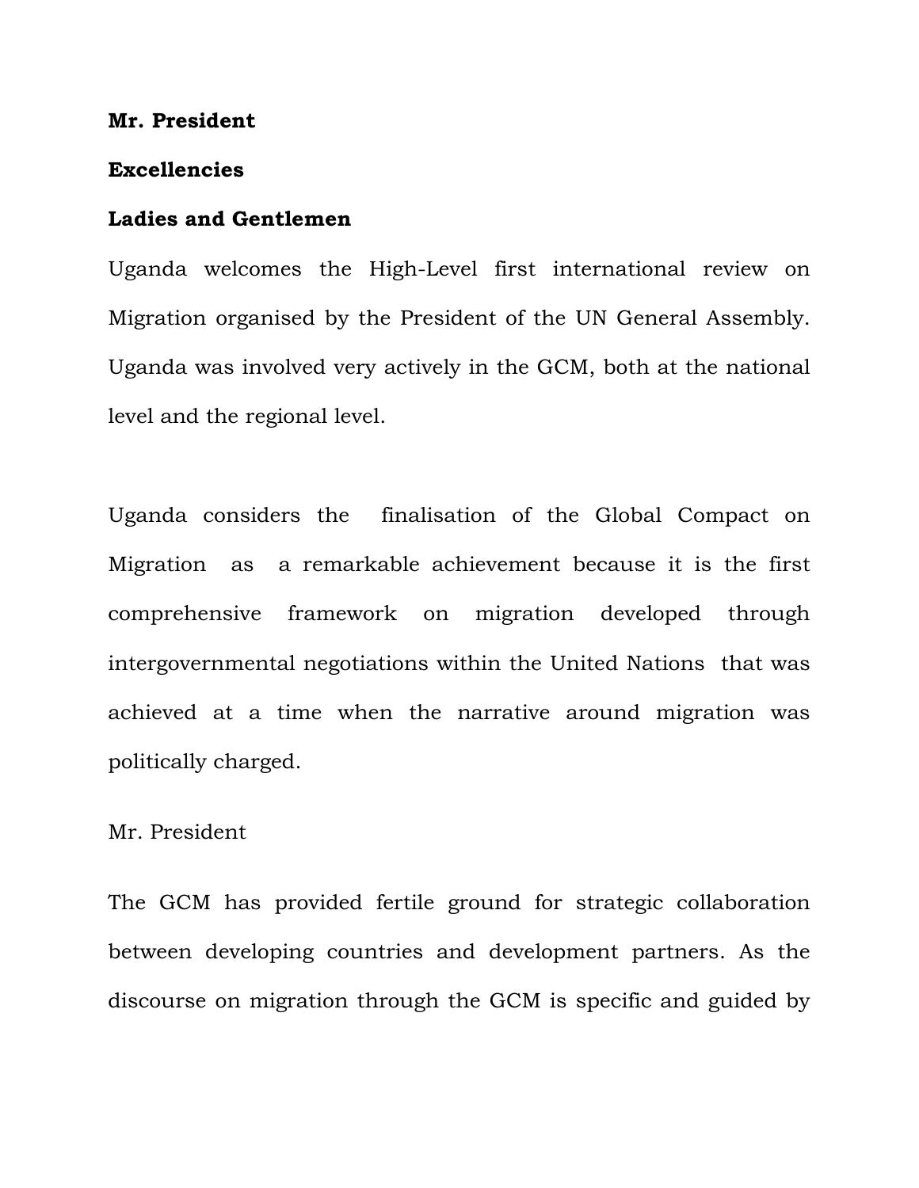**Mr. President**

**Excellencies**

**Ladies and Gentlemen**

Uganda welcomes the High-Level first international review on Migration organised by the President of the UN General Assembly. Uganda was involved very actively in the GCM, both at the national level and the regional level.

Uganda considers the finalisation of the Global Compact on Migration as a remarkable achievement because it is the first comprehensive framework on migration developed through intergovernmental negotiations within the United Nations that was achieved at a time when the narrative around migration was politically charged.

Mr. President

The GCM has provided fertile ground for strategic collaboration between developing countries and development partners. As the discourse on migration through the GCM is specific and guided by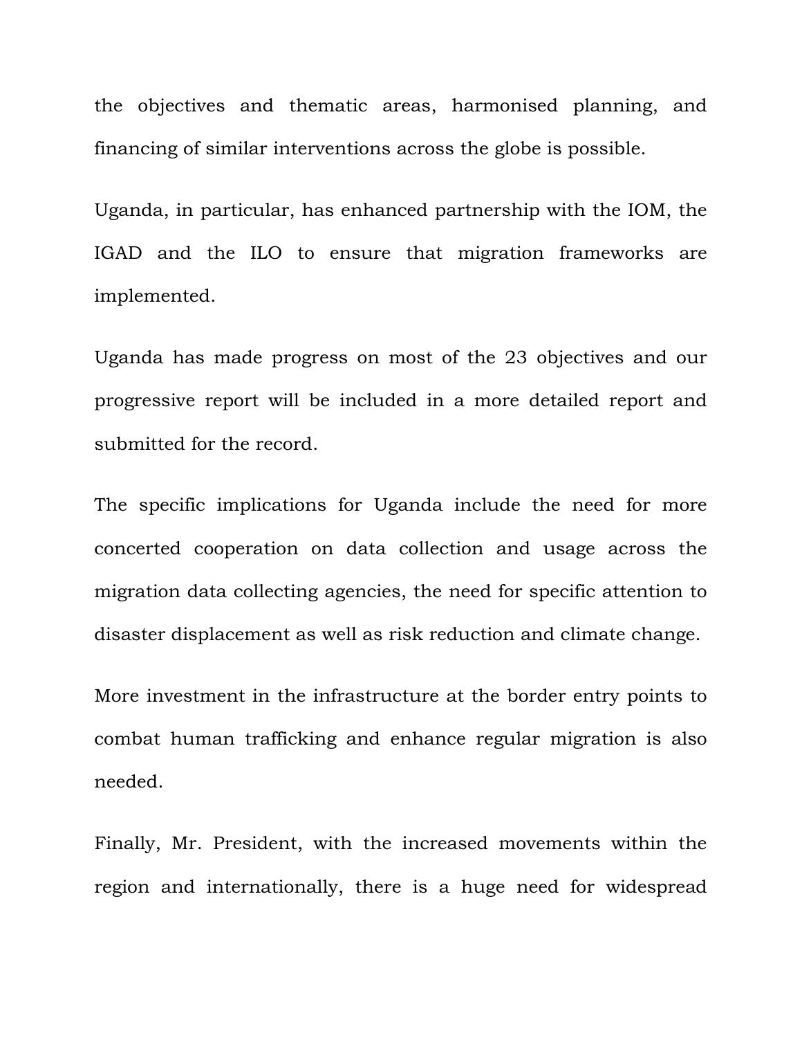the objectives and thematic areas, harmonised planning, and financing of similar interventions across the globe is possible.

Uganda, in particular, has enhanced partnership with the IOM, the IGAD and the ILO to ensure that migration frameworks are implemented.

Uganda has made progress on most of the 23 objectives and our progressive report will be included in a more detailed report and submitted for the record.

The specific implications for Uganda include the need for more concerted cooperation on data collection and usage across the migration data collecting agencies, the need for specific attention to disaster displacement as well as risk reduction and climate change.

More investment in the infrastructure at the border entry points to combat human trafficking and enhance regular migration is also needed.

Finally, Mr. President, with the increased movements within the region and internationally, there is a huge need for widespread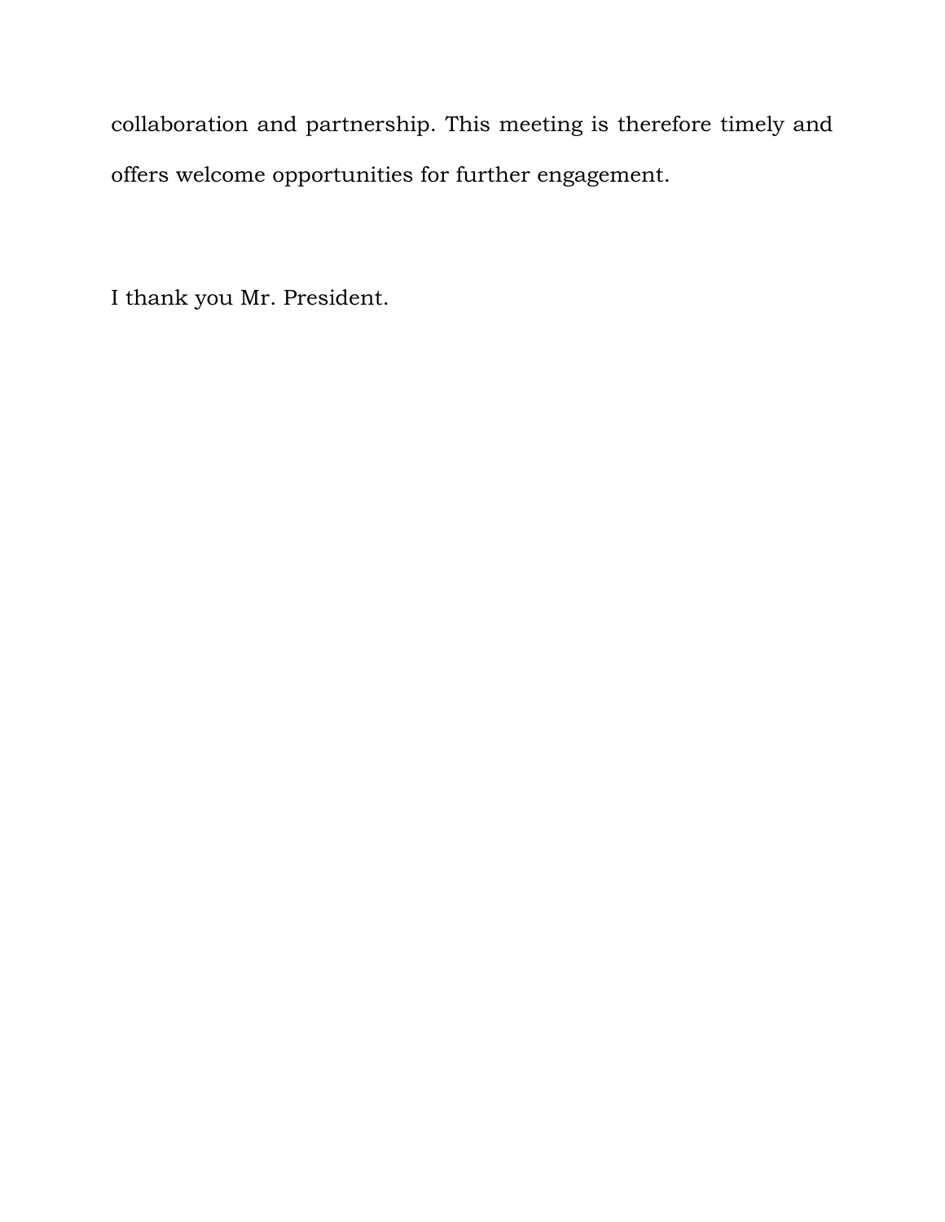collaboration and partnership. This meeting is therefore timely and offers welcome opportunities for further engagement.

I thank you Mr. President.